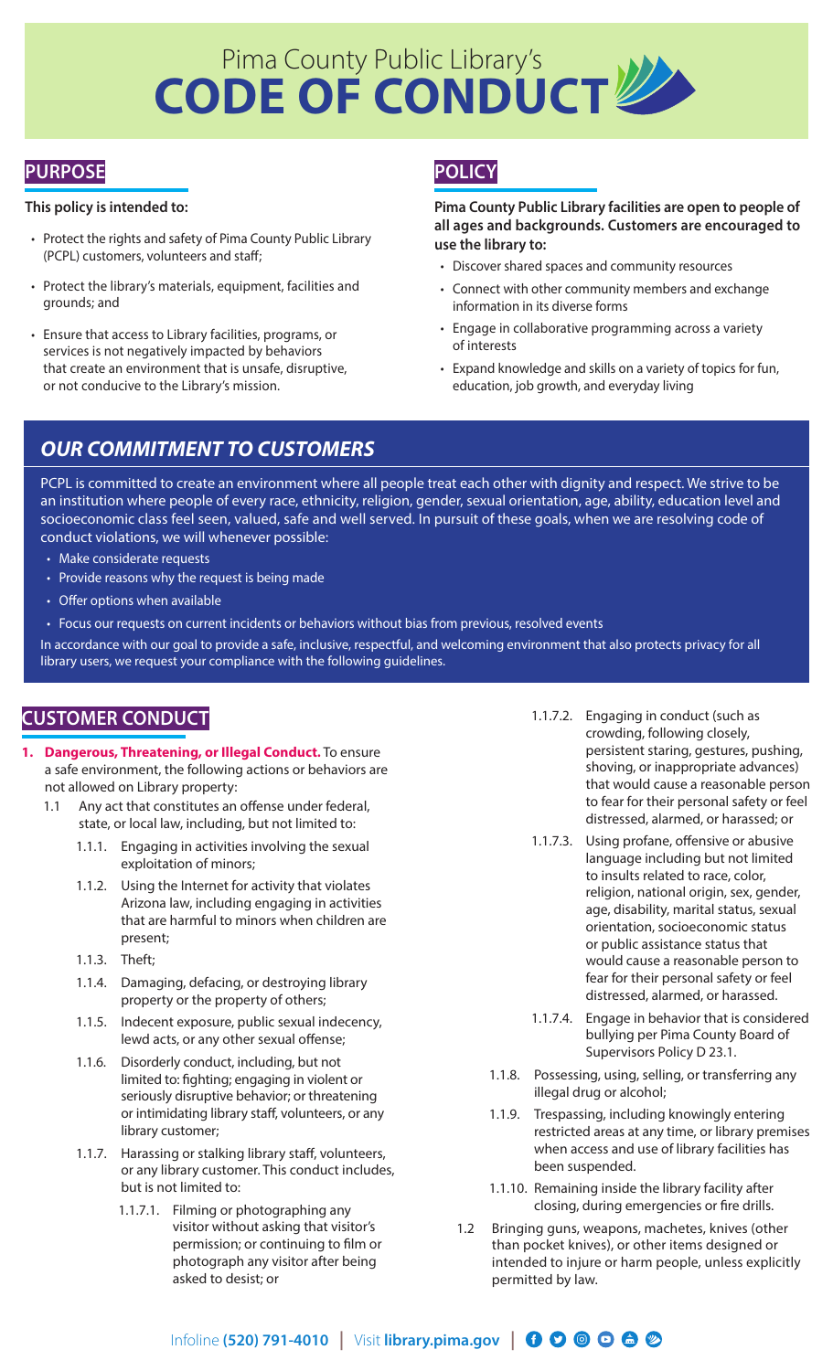# Pima County Public Library's CODE OF CONDUCT

## PURPOSE

**This policy is intended to:**

- Protect the rights and safety of Pima County Public Library (PCPL) customers, volunteers and staff;
- Protect the library's materials, equipment, facilities and grounds; and
- Ensure that access to Library facilities, programs, or services is not negatively impacted by behaviors that create an environment that is unsafe, disruptive, or not conducive to the Library's mission.

## POLICY

**Pima County Public Library facilities are open to people of all ages and backgrounds. Customers are encouraged to use the library to:**

- Discover shared spaces and community resources
- Connect with other community members and exchange information in its diverse forms
- Engage in collaborative programming across a variety of interests
- Expand knowledge and skills on a variety of topics for fun, education, job growth, and everyday living

## *OUR COMMITMENT TO CUSTOMERS*

PCPL is committed to create an environment where all people treat each other with dignity and respect. We strive to be an institution where people of every race, ethnicity, religion, gender, sexual orientation, age, ability, education level and socioeconomic class feel seen, valued, safe and well served. In pursuit of these goals, when we are resolving code of conduct violations, we will whenever possible:

- Make considerate requests
- Provide reasons why the request is being made
- Offer options when available
- Focus our requests on current incidents or behaviors without bias from previous, resolved events

In accordance with our goal to provide a safe, inclusive, respectful, and welcoming environment that also protects privacy for all library users, we request your compliance with the following guidelines.

## CUSTOMER CONDUCT

1. **Dangerous, Threatening, or Illegal Conduct.** To ensure a safe environment, the following actions or behaviors are not allowed on Library property:
   - 1.1 Any act that constitutes an offense under federal, state, or local law, including, but not limited to:
     - 1.1.1. Engaging in activities involving the sexual exploitation of minors;
     - 1.1.2. Using the Internet for activity that violates Arizona law, including engaging in activities that are harmful to minors when children are present;
     - 1.1.3. Theft;
     - 1.1.4. Damaging, defacing, or destroying library property or the property of others;
     - 1.1.5. Indecent exposure, public sexual indecency, lewd acts, or any other sexual offense;
     - 1.1.6. Disorderly conduct, including, but not limited to: fighting; engaging in violent or seriously disruptive behavior; or threatening or intimidating library staff, volunteers, or any library customer;
     - 1.1.7. Harassing or stalking library staff, volunteers, or any library customer. This conduct includes, but is not limited to:
       - 1.1.7.1. Filming or photographing any visitor without asking that visitor's permission; or continuing to film or photograph any visitor after being asked to desist; or
       - 1.1.7.2. Engaging in conduct (such as crowding, following closely, persistent staring, gestures, pushing, shoving, or inappropriate advances) that would cause a reasonable person to fear for their personal safety or feel distressed, alarmed, or harassed; or
       - 1.1.7.3. Using profane, offensive or abusive language including but not limited to insults related to race, color, religion, national origin, sex, gender, age, disability, marital status, sexual orientation, socioeconomic status or public assistance status that would cause a reasonable person to fear for their personal safety or feel distressed, alarmed, or harassed.
       - 1.1.7.4. Engage in behavior that is considered bullying per Pima County Board of Supervisors Policy D 23.1.
     - 1.1.8. Possessing, using, selling, or transferring any illegal drug or alcohol;
     - 1.1.9. Trespassing, including knowingly entering restricted areas at any time, or library premises when access and use of library facilities has been suspended.
     - 1.1.10. Remaining inside the library facility after closing, during emergencies or fire drills.
   - 1.2 Bringing guns, weapons, machetes, knives (other than pocket knives), or other items designed or intended to injure or harm people, unless explicitly permitted by law.

Infoline **(520) 791-4010** | Visit **library.pima.gov**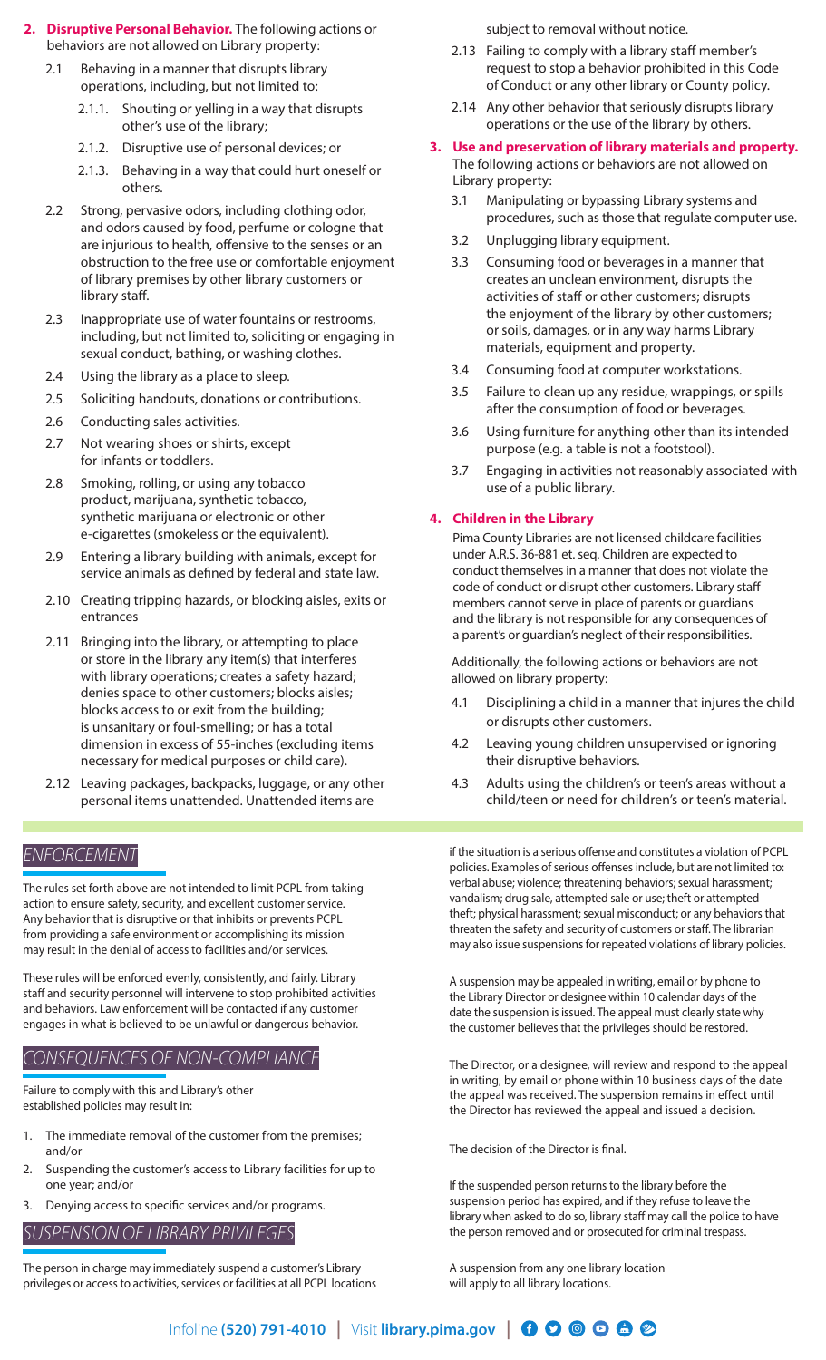2. **Disruptive Personal Behavior.** The following actions or behaviors are not allowed on Library property:
   - 2.1 Behaving in a manner that disrupts library operations, including, but not limited to:
     - 2.1.1. Shouting or yelling in a way that disrupts other's use of the library;
     - 2.1.2. Disruptive use of personal devices; or
     - 2.1.3. Behaving in a way that could hurt oneself or others.
   - 2.2 Strong, pervasive odors, including clothing odor, and odors caused by food, perfume or cologne that are injurious to health, offensive to the senses or an obstruction to the free use or comfortable enjoyment of library premises by other library customers or library staff.
   - 2.3 Inappropriate use of water fountains or restrooms, including, but not limited to, soliciting or engaging in sexual conduct, bathing, or washing clothes.
   - 2.4 Using the library as a place to sleep.
   - 2.5 Soliciting handouts, donations or contributions.
   - 2.6 Conducting sales activities.
   - 2.7 Not wearing shoes or shirts, except for infants or toddlers.
   - 2.8 Smoking, rolling, or using any tobacco product, marijuana, synthetic tobacco, synthetic marijuana or electronic or other e-cigarettes (smokeless or the equivalent).
   - 2.9 Entering a library building with animals, except for service animals as defined by federal and state law.
   - 2.10 Creating tripping hazards, or blocking aisles, exits or entrances
   - 2.11 Bringing into the library, or attempting to place or store in the library any item(s) that interferes with library operations; creates a safety hazard; denies space to other customers; blocks aisles; blocks access to or exit from the building; is unsanitary or foul-smelling; or has a total dimension in excess of 55-inches (excluding items necessary for medical purposes or child care).
   - 2.12 Leaving packages, backpacks, luggage, or any other personal items unattended. Unattended items are subject to removal without notice.
   - 2.13 Failing to comply with a library staff member's request to stop a behavior prohibited in this Code of Conduct or any other library or County policy.
   - 2.14 Any other behavior that seriously disrupts library operations or the use of the library by others.

3. **Use and preservation of library materials and property.** The following actions or behaviors are not allowed on Library property:
   - 3.1 Manipulating or bypassing Library systems and procedures, such as those that regulate computer use.
   - 3.2 Unplugging library equipment.
   - 3.3 Consuming food or beverages in a manner that creates an unclean environment, disrupts the activities of staff or other customers; disrupts the enjoyment of the library by other customers; or soils, damages, or in any way harms Library materials, equipment and property.
   - 3.4 Consuming food at computer workstations.
   - 3.5 Failure to clean up any residue, wrappings, or spills after the consumption of food or beverages.
   - 3.6 Using furniture for anything other than its intended purpose (e.g. a table is not a footstool).
   - 3.7 Engaging in activities not reasonably associated with use of a public library.

4. **Children in the Library**

   Pima County Libraries are not licensed childcare facilities under A.R.S. 36-881 et. seq. Children are expected to conduct themselves in a manner that does not violate the code of conduct or disrupt other customers. Library staff members cannot serve in place of parents or guardians and the library is not responsible for any consequences of a parent's or guardian's neglect of their responsibilities.

   Additionally, the following actions or behaviors are not allowed on library property:
   - 4.1 Disciplining a child in a manner that injures the child or disrupts other customers.
   - 4.2 Leaving young children unsupervised or ignoring their disruptive behaviors.
   - 4.3 Adults using the children's or teen's areas without a child/teen or need for children's or teen's material.

## *ENFORCEMENT*

The rules set forth above are not intended to limit PCPL from taking action to ensure safety, security, and excellent customer service. Any behavior that is disruptive or that inhibits or prevents PCPL from providing a safe environment or accomplishing its mission may result in the denial of access to facilities and/or services.

These rules will be enforced evenly, consistently, and fairly. Library staff and security personnel will intervene to stop prohibited activities and behaviors. Law enforcement will be contacted if any customer engages in what is believed to be unlawful or dangerous behavior.

## *CONSEQUENCES OF NON-COMPLIANCE*

Failure to comply with this and Library's other established policies may result in:

1. The immediate removal of the customer from the premises; and/or
2. Suspending the customer's access to Library facilities for up to one year; and/or
3. Denying access to specific services and/or programs.

## *SUSPENSION OF LIBRARY PRIVILEGES*

The person in charge may immediately suspend a customer's Library privileges or access to activities, services or facilities at all PCPL locations if the situation is a serious offense and constitutes a violation of PCPL policies. Examples of serious offenses include, but are not limited to: verbal abuse; violence; threatening behaviors; sexual harassment; vandalism; drug sale, attempted sale or use; theft or attempted theft; physical harassment; sexual misconduct; or any behaviors that threaten the safety and security of customers or staff. The librarian may also issue suspensions for repeated violations of library policies.

A suspension may be appealed in writing, email or by phone to the Library Director or designee within 10 calendar days of the date the suspension is issued. The appeal must clearly state why the customer believes that the privileges should be restored.

The Director, or a designee, will review and respond to the appeal in writing, by email or phone within 10 business days of the date the appeal was received. The suspension remains in effect until the Director has reviewed the appeal and issued a decision.

The decision of the Director is final.

If the suspended person returns to the library before the suspension period has expired, and if they refuse to leave the library when asked to do so, library staff may call the police to have the person removed and or prosecuted for criminal trespass.

A suspension from any one library location will apply to all library locations.

Infoline **(520) 791-4010** | Visit **library.pima.gov**